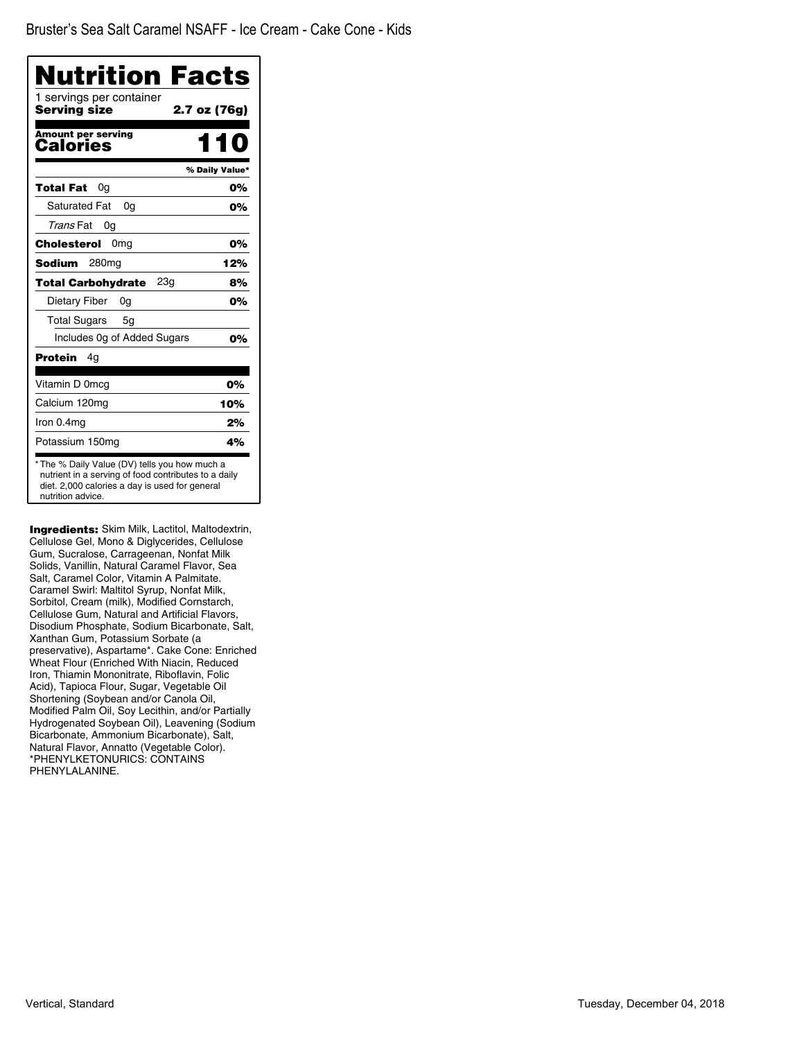Bruster's Sea Salt Caramel NSAFF - Ice Cream - Cake Cone - Kids

# Nutrition Facts

1 servings per container
**Serving size** **2.7 oz (76g)**

**Amount per serving**
**Calories** **110**

| | % Daily Value* |
|---|---|
| **Total Fat** 0g | **0%** |
| Saturated Fat 0g | **0%** |
| *Trans* Fat 0g | |
| **Cholesterol** 0mg | **0%** |
| **Sodium** 280mg | **12%** |
| **Total Carbohydrate** 23g | **8%** |
| Dietary Fiber 0g | **0%** |
| Total Sugars 5g | |
| Includes 0g of Added Sugars | **0%** |
| **Protein** 4g | |
| Vitamin D 0mcg | **0%** |
| Calcium 120mg | **10%** |
| Iron 0.4mg | **2%** |
| Potassium 150mg | **4%** |

* The % Daily Value (DV) tells you how much a nutrient in a serving of food contributes to a daily diet. 2,000 calories a day is used for general nutrition advice.

**Ingredients:** Skim Milk, Lactitol, Maltodextrin, Cellulose Gel, Mono & Diglycerides, Cellulose Gum, Sucralose, Carrageenan, Nonfat Milk Solids, Vanillin, Natural Caramel Flavor, Sea Salt, Caramel Color, Vitamin A Palmitate. Caramel Swirl: Maltitol Syrup, Nonfat Milk, Sorbitol, Cream (milk), Modified Cornstarch, Cellulose Gum, Natural and Artificial Flavors, Disodium Phosphate, Sodium Bicarbonate, Salt, Xanthan Gum, Potassium Sorbate (a preservative), Aspartame*. Cake Cone: Enriched Wheat Flour (Enriched With Niacin, Reduced Iron, Thiamin Mononitrate, Riboflavin, Folic Acid), Tapioca Flour, Sugar, Vegetable Oil Shortening (Soybean and/or Canola Oil, Modified Palm Oil, Soy Lecithin, and/or Partially Hydrogenated Soybean Oil), Leavening (Sodium Bicarbonate, Ammonium Bicarbonate), Salt, Natural Flavor, Annatto (Vegetable Color). *PHENYLKETONURICS: CONTAINS PHENYLALANINE.

Vertical, Standard

Tuesday, December 04, 2018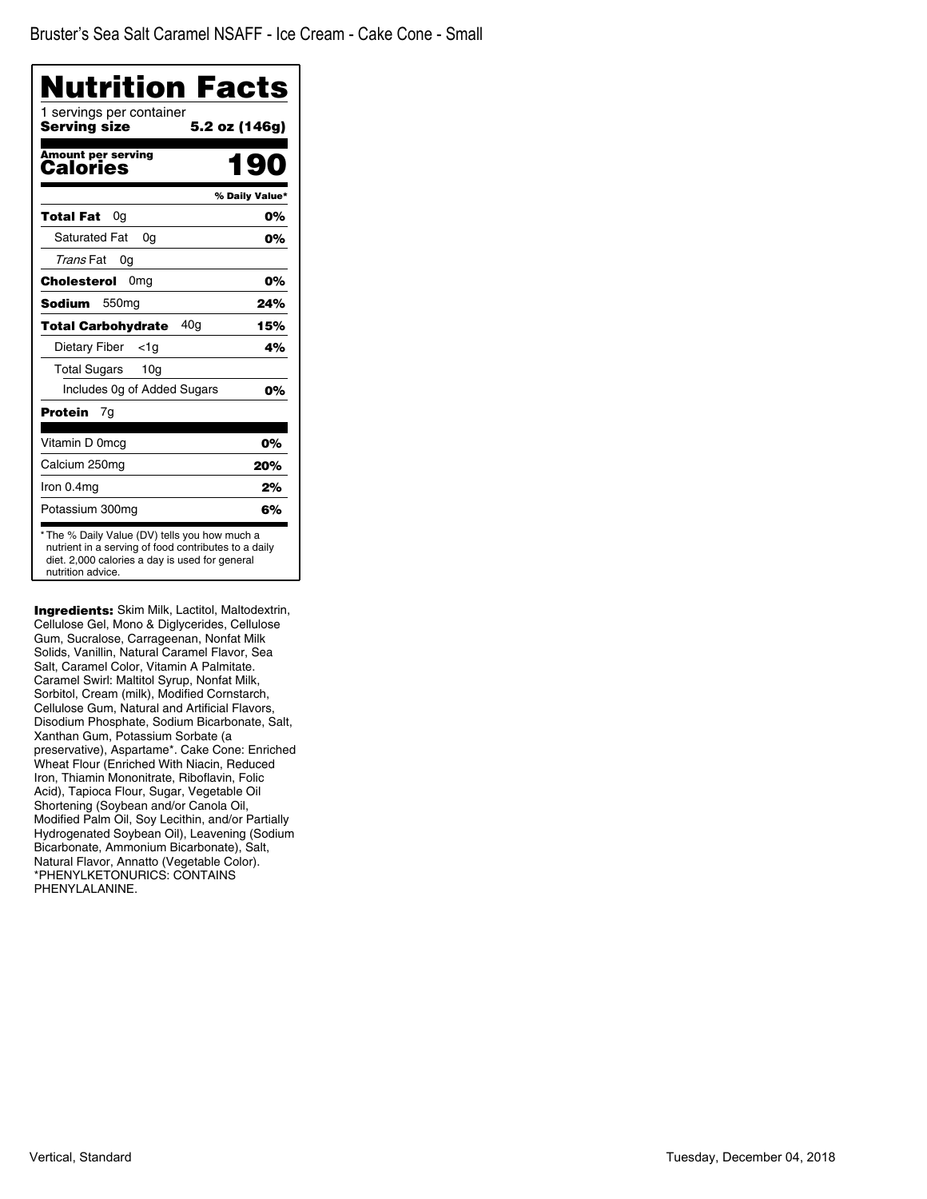Bruster's Sea Salt Caramel NSAFF - Ice Cream - Cake Cone - Small

# Nutrition Facts

1 servings per container
**Serving size** **5.2 oz (146g)**

**Amount per serving**
**Calories** **190**

| | % Daily Value* |
|---|---|
| **Total Fat** 0g | **0%** |
| Saturated Fat 0g | **0%** |
| *Trans* Fat 0g | |
| **Cholesterol** 0mg | **0%** |
| **Sodium** 550mg | **24%** |
| **Total Carbohydrate** 40g | **15%** |
| Dietary Fiber <1g | **4%** |
| Total Sugars 10g | |
| Includes 0g of Added Sugars | **0%** |
| **Protein** 7g | |
| Vitamin D 0mcg | **0%** |
| Calcium 250mg | **20%** |
| Iron 0.4mg | **2%** |
| Potassium 300mg | **6%** |

* The % Daily Value (DV) tells you how much a nutrient in a serving of food contributes to a daily diet. 2,000 calories a day is used for general nutrition advice.

**Ingredients:** Skim Milk, Lactitol, Maltodextrin, Cellulose Gel, Mono & Diglycerides, Cellulose Gum, Sucralose, Carrageenan, Nonfat Milk Solids, Vanillin, Natural Caramel Flavor, Sea Salt, Caramel Color, Vitamin A Palmitate. Caramel Swirl: Maltitol Syrup, Nonfat Milk, Sorbitol, Cream (milk), Modified Cornstarch, Cellulose Gum, Natural and Artificial Flavors, Disodium Phosphate, Sodium Bicarbonate, Salt, Xanthan Gum, Potassium Sorbate (a preservative), Aspartame*. Cake Cone: Enriched Wheat Flour (Enriched With Niacin, Reduced Iron, Thiamin Mononitrate, Riboflavin, Folic Acid), Tapioca Flour, Sugar, Vegetable Oil Shortening (Soybean and/or Canola Oil, Modified Palm Oil, Soy Lecithin, and/or Partially Hydrogenated Soybean Oil), Leavening (Sodium Bicarbonate, Ammonium Bicarbonate), Salt, Natural Flavor, Annatto (Vegetable Color). *PHENYLKETONURICS: CONTAINS PHENYLALANINE.

Vertical, Standard

Tuesday, December 04, 2018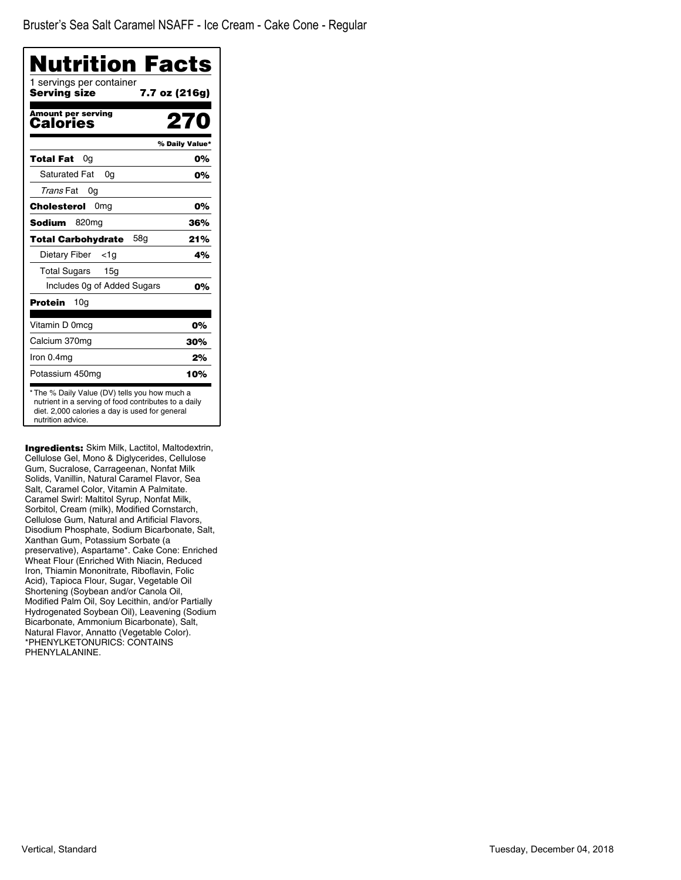Bruster's Sea Salt Caramel NSAFF - Ice Cream - Cake Cone - Regular

# Nutrition Facts

1 servings per container
**Serving size** **7.7 oz (216g)**

**Amount per serving**
**Calories** **270**

| | % Daily Value* |
|---|---|
| **Total Fat** 0g | **0%** |
| Saturated Fat 0g | **0%** |
| *Trans* Fat 0g | |
| **Cholesterol** 0mg | **0%** |
| **Sodium** 820mg | **36%** |
| **Total Carbohydrate** 58g | **21%** |
| Dietary Fiber <1g | **4%** |
| Total Sugars 15g | |
| Includes 0g of Added Sugars | **0%** |
| **Protein** 10g | |
| Vitamin D 0mcg | **0%** |
| Calcium 370mg | **30%** |
| Iron 0.4mg | **2%** |
| Potassium 450mg | **10%** |

* The % Daily Value (DV) tells you how much a nutrient in a serving of food contributes to a daily diet. 2,000 calories a day is used for general nutrition advice.

**Ingredients:** Skim Milk, Lactitol, Maltodextrin, Cellulose Gel, Mono & Diglycerides, Cellulose Gum, Sucralose, Carrageenan, Nonfat Milk Solids, Vanillin, Natural Caramel Flavor, Sea Salt, Caramel Color, Vitamin A Palmitate. Caramel Swirl: Maltitol Syrup, Nonfat Milk, Sorbitol, Cream (milk), Modified Cornstarch, Cellulose Gum, Natural and Artificial Flavors, Disodium Phosphate, Sodium Bicarbonate, Salt, Xanthan Gum, Potassium Sorbate (a preservative), Aspartame*. Cake Cone: Enriched Wheat Flour (Enriched With Niacin, Reduced Iron, Thiamin Mononitrate, Riboflavin, Folic Acid), Tapioca Flour, Sugar, Vegetable Oil Shortening (Soybean and/or Canola Oil, Modified Palm Oil, Soy Lecithin, and/or Partially Hydrogenated Soybean Oil), Leavening (Sodium Bicarbonate, Ammonium Bicarbonate), Salt, Natural Flavor, Annatto (Vegetable Color). *PHENYLKETONURICS: CONTAINS PHENYLALANINE.

Vertical, Standard

Tuesday, December 04, 2018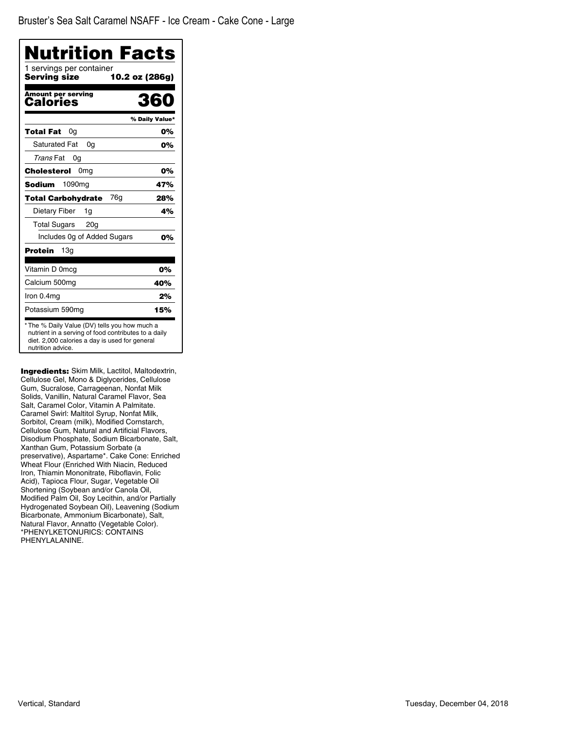Bruster's Sea Salt Caramel NSAFF - Ice Cream - Cake Cone - Large

# Nutrition Facts

1 servings per container

**Serving size** **10.2 oz (286g)**

**Amount per serving**

**Calories** **360**

| | % Daily Value* |
|---|---|
| **Total Fat** 0g | **0%** |
| Saturated Fat 0g | **0%** |
| *Trans* Fat 0g | |
| **Cholesterol** 0mg | **0%** |
| **Sodium** 1090mg | **47%** |
| **Total Carbohydrate** 76g | **28%** |
| Dietary Fiber 1g | **4%** |
| Total Sugars 20g | |
| Includes 0g of Added Sugars | **0%** |
| **Protein** 13g | |
| Vitamin D 0mcg | **0%** |
| Calcium 500mg | **40%** |
| Iron 0.4mg | **2%** |
| Potassium 590mg | **15%** |

* The % Daily Value (DV) tells you how much a nutrient in a serving of food contributes to a daily diet. 2,000 calories a day is used for general nutrition advice.

**Ingredients:** Skim Milk, Lactitol, Maltodextrin, Cellulose Gel, Mono & Diglycerides, Cellulose Gum, Sucralose, Carrageenan, Nonfat Milk Solids, Vanillin, Natural Caramel Flavor, Sea Salt, Caramel Color, Vitamin A Palmitate. Caramel Swirl: Maltitol Syrup, Nonfat Milk, Sorbitol, Cream (milk), Modified Cornstarch, Cellulose Gum, Natural and Artificial Flavors, Disodium Phosphate, Sodium Bicarbonate, Salt, Xanthan Gum, Potassium Sorbate (a preservative), Aspartame*. Cake Cone: Enriched Wheat Flour (Enriched With Niacin, Reduced Iron, Thiamin Mononitrate, Riboflavin, Folic Acid), Tapioca Flour, Sugar, Vegetable Oil Shortening (Soybean and/or Canola Oil, Modified Palm Oil, Soy Lecithin, and/or Partially Hydrogenated Soybean Oil), Leavening (Sodium Bicarbonate, Ammonium Bicarbonate), Salt, Natural Flavor, Annatto (Vegetable Color). *PHENYLKETONURICS: CONTAINS PHENYLALANINE.

Vertical, Standard

Tuesday, December 04, 2018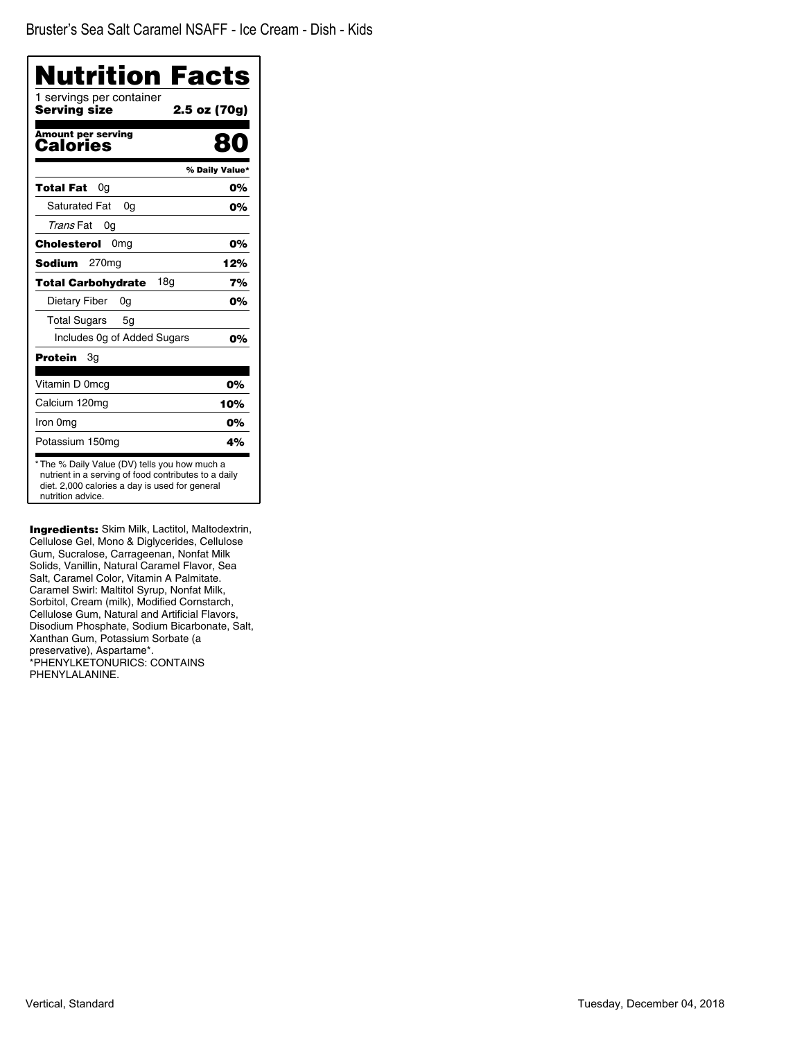Bruster's Sea Salt Caramel NSAFF - Ice Cream - Dish - Kids

# Nutrition Facts

1 servings per container
**Serving size** **2.5 oz (70g)**

**Amount per serving**
**Calories** **80**

| | % Daily Value* |
|---|---|
| **Total Fat** 0g | **0%** |
| Saturated Fat 0g | **0%** |
| *Trans* Fat 0g | |
| **Cholesterol** 0mg | **0%** |
| **Sodium** 270mg | **12%** |
| **Total Carbohydrate** 18g | **7%** |
| Dietary Fiber 0g | **0%** |
| Total Sugars 5g | |
| Includes 0g of Added Sugars | **0%** |
| **Protein** 3g | |
| Vitamin D 0mcg | 0% |
| Calcium 120mg | 10% |
| Iron 0mg | 0% |
| Potassium 150mg | 4% |

* The % Daily Value (DV) tells you how much a nutrient in a serving of food contributes to a daily diet. 2,000 calories a day is used for general nutrition advice.

**Ingredients:** Skim Milk, Lactitol, Maltodextrin, Cellulose Gel, Mono & Diglycerides, Cellulose Gum, Sucralose, Carrageenan, Nonfat Milk Solids, Vanillin, Natural Caramel Flavor, Sea Salt, Caramel Color, Vitamin A Palmitate. Caramel Swirl: Maltitol Syrup, Nonfat Milk, Sorbitol, Cream (milk), Modified Cornstarch, Cellulose Gum, Natural and Artificial Flavors, Disodium Phosphate, Sodium Bicarbonate, Salt, Xanthan Gum, Potassium Sorbate (a preservative), Aspartame*. *PHENYLKETONURICS: CONTAINS PHENYLALANINE.

Vertical, Standard

Tuesday, December 04, 2018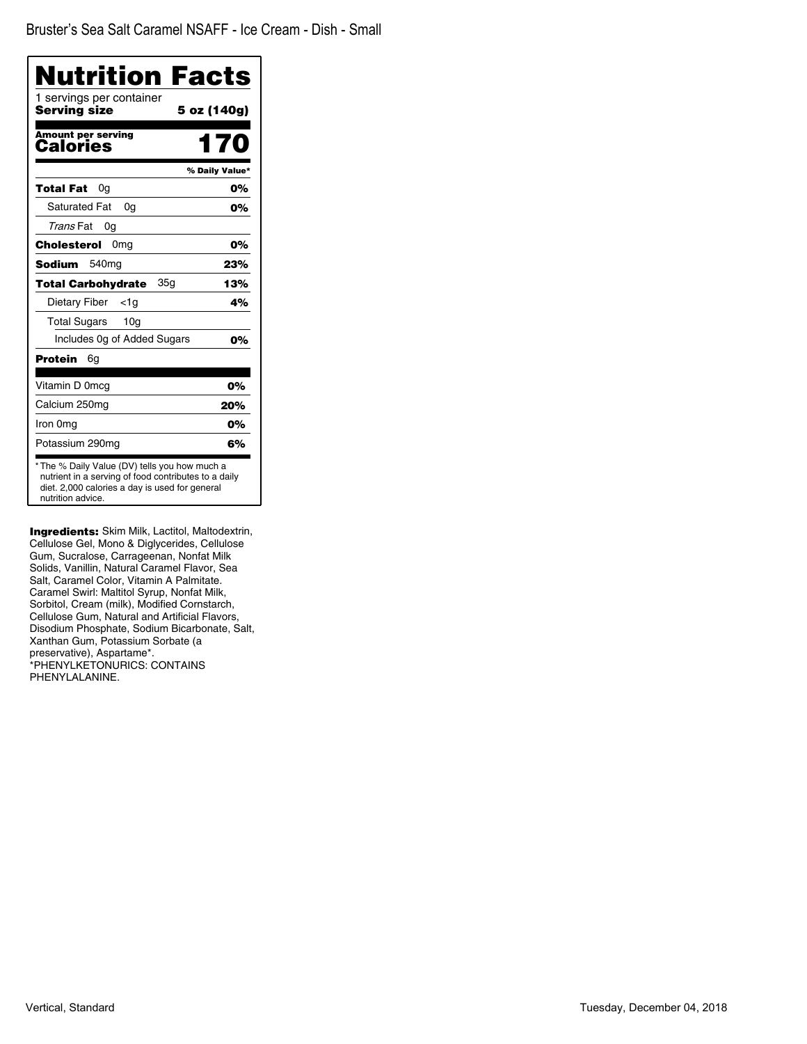Bruster's Sea Salt Caramel NSAFF - Ice Cream - Dish - Small

# Nutrition Facts

1 servings per container

**Serving size** **5 oz (140g)**

**Amount per serving**

**Calories** **170**

| | % Daily Value* |
|---|---|
| **Total Fat** 0g | **0%** |
| Saturated Fat 0g | **0%** |
| *Trans* Fat 0g | |
| **Cholesterol** 0mg | **0%** |
| **Sodium** 540mg | **23%** |
| **Total Carbohydrate** 35g | **13%** |
| Dietary Fiber <1g | **4%** |
| Total Sugars 10g | |
| Includes 0g of Added Sugars | **0%** |
| **Protein** 6g | |
| Vitamin D 0mcg | **0%** |
| Calcium 250mg | **20%** |
| Iron 0mg | **0%** |
| Potassium 290mg | **6%** |

* The % Daily Value (DV) tells you how much a nutrient in a serving of food contributes to a daily diet. 2,000 calories a day is used for general nutrition advice.

**Ingredients:** Skim Milk, Lactitol, Maltodextrin, Cellulose Gel, Mono & Diglycerides, Cellulose Gum, Sucralose, Carrageenan, Nonfat Milk Solids, Vanillin, Natural Caramel Flavor, Sea Salt, Caramel Color, Vitamin A Palmitate. Caramel Swirl: Maltitol Syrup, Nonfat Milk, Sorbitol, Cream (milk), Modified Cornstarch, Cellulose Gum, Natural and Artificial Flavors, Disodium Phosphate, Sodium Bicarbonate, Salt, Xanthan Gum, Potassium Sorbate (a preservative), Aspartame*. *PHENYLKETONURICS: CONTAINS PHENYLALANINE.

Vertical, Standard

Tuesday, December 04, 2018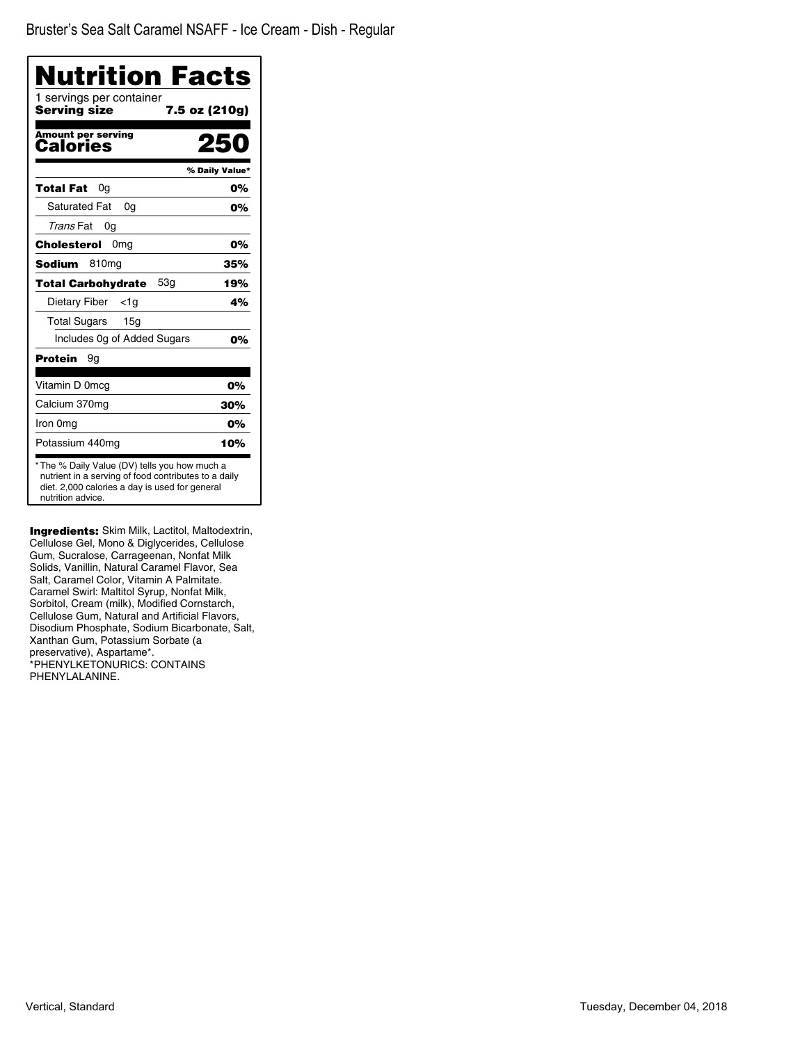Bruster's Sea Salt Caramel NSAFF - Ice Cream - Dish - Regular

# Nutrition Facts

1 servings per container

**Serving size** **7.5 oz (210g)**

**Amount per serving**

**Calories** **250**

| | % Daily Value* |
|---|---|
| **Total Fat** 0g | **0%** |
| Saturated Fat 0g | **0%** |
| *Trans* Fat 0g | |
| **Cholesterol** 0mg | **0%** |
| **Sodium** 810mg | **35%** |
| **Total Carbohydrate** 53g | **19%** |
| Dietary Fiber <1g | **4%** |
| Total Sugars 15g | |
| Includes 0g of Added Sugars | **0%** |
| **Protein** 9g | |
| Vitamin D 0mcg | **0%** |
| Calcium 370mg | **30%** |
| Iron 0mg | **0%** |
| Potassium 440mg | **10%** |

* The % Daily Value (DV) tells you how much a nutrient in a serving of food contributes to a daily diet. 2,000 calories a day is used for general nutrition advice.

**Ingredients:** Skim Milk, Lactitol, Maltodextrin, Cellulose Gel, Mono & Diglycerides, Cellulose Gum, Sucralose, Carrageenan, Nonfat Milk Solids, Vanillin, Natural Caramel Flavor, Sea Salt, Caramel Color, Vitamin A Palmitate. Caramel Swirl: Maltitol Syrup, Nonfat Milk, Sorbitol, Cream (milk), Modified Cornstarch, Cellulose Gum, Natural and Artificial Flavors, Disodium Phosphate, Sodium Bicarbonate, Salt, Xanthan Gum, Potassium Sorbate (a preservative), Aspartame*. *PHENYLKETONURICS: CONTAINS PHENYLALANINE.

Vertical, Standard

Tuesday, December 04, 2018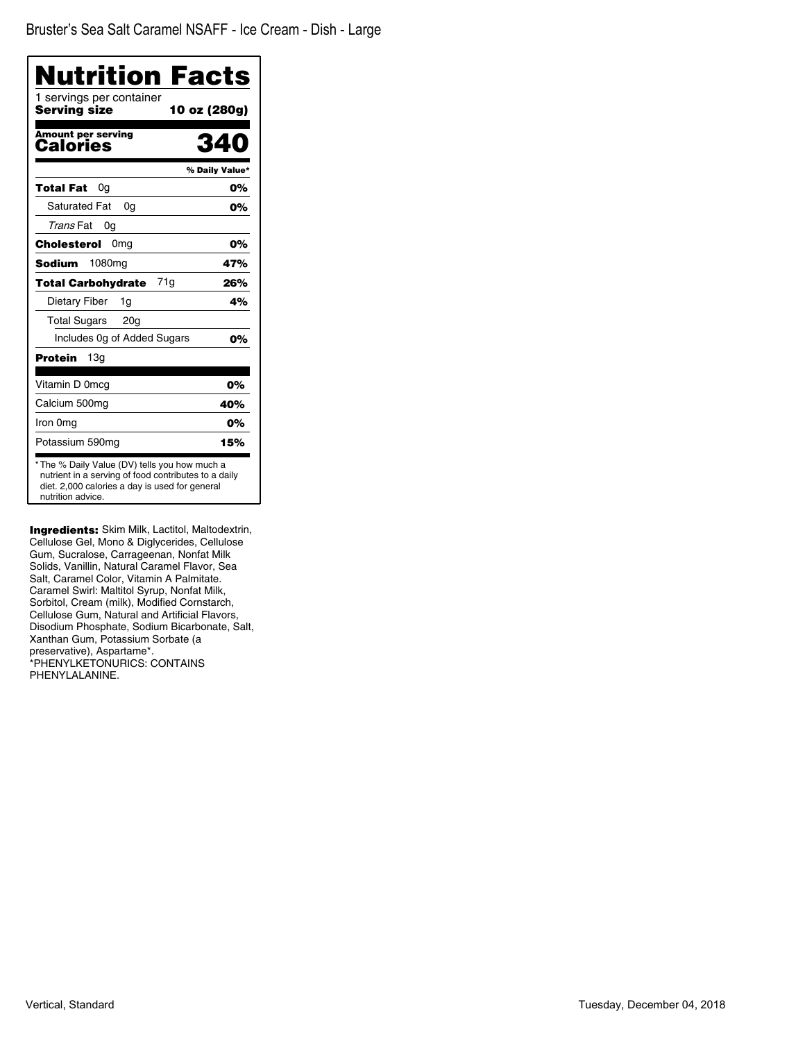Bruster's Sea Salt Caramel NSAFF - Ice Cream - Dish - Large

# Nutrition Facts

1 servings per container

**Serving size** **10 oz (280g)**

**Amount per serving**
**Calories** **340**

| | % Daily Value* |
|---|---|
| **Total Fat** 0g | **0%** |
| Saturated Fat 0g | **0%** |
| *Trans* Fat 0g | |
| **Cholesterol** 0mg | **0%** |
| **Sodium** 1080mg | **47%** |
| **Total Carbohydrate** 71g | **26%** |
| Dietary Fiber 1g | **4%** |
| Total Sugars 20g | |
| Includes 0g of Added Sugars | **0%** |
| **Protein** 13g | |
| Vitamin D 0mcg | **0%** |
| Calcium 500mg | **40%** |
| Iron 0mg | **0%** |
| Potassium 590mg | **15%** |

* The % Daily Value (DV) tells you how much a nutrient in a serving of food contributes to a daily diet. 2,000 calories a day is used for general nutrition advice.

**Ingredients:** Skim Milk, Lactitol, Maltodextrin, Cellulose Gel, Mono & Diglycerides, Cellulose Gum, Sucralose, Carrageenan, Nonfat Milk Solids, Vanillin, Natural Caramel Flavor, Sea Salt, Caramel Color, Vitamin A Palmitate. Caramel Swirl: Maltitol Syrup, Nonfat Milk, Sorbitol, Cream (milk), Modified Cornstarch, Cellulose Gum, Natural and Artificial Flavors, Disodium Phosphate, Sodium Bicarbonate, Salt, Xanthan Gum, Potassium Sorbate (a preservative), Aspartame*. *PHENYLKETONURICS: CONTAINS PHENYLALANINE.

Vertical, Standard

Tuesday, December 04, 2018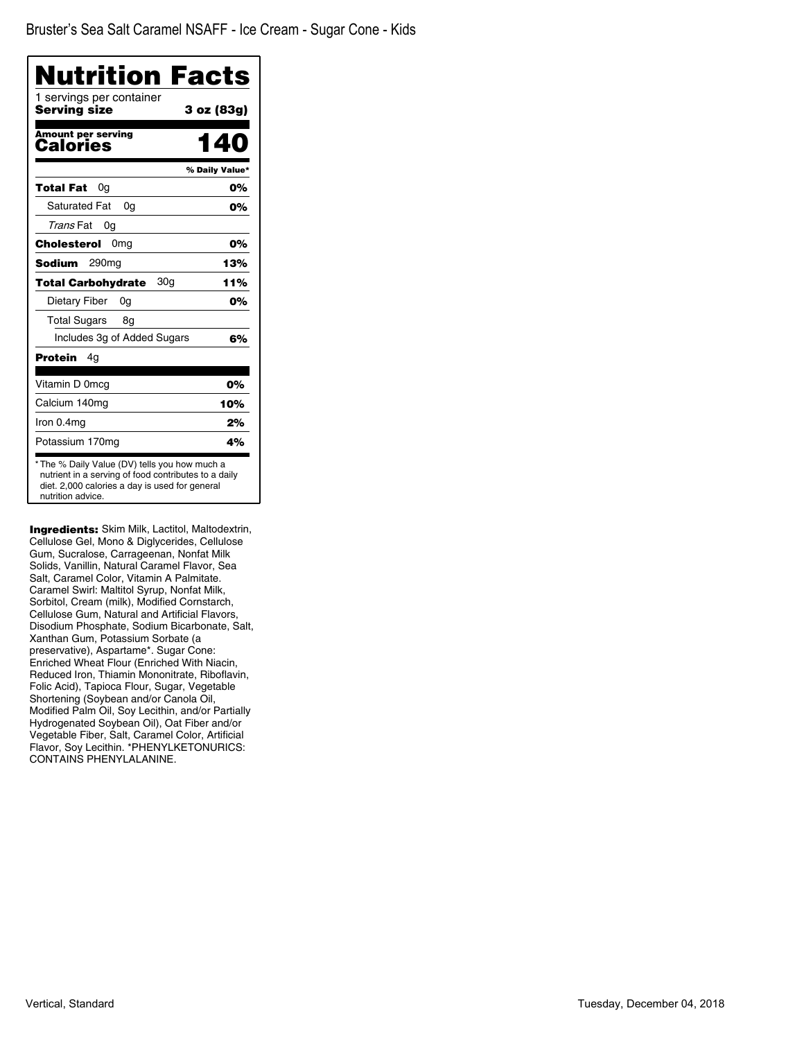Bruster's Sea Salt Caramel NSAFF - Ice Cream - Sugar Cone - Kids

# Nutrition Facts

1 servings per container

**Serving size** **3 oz (83g)**

**Amount per serving**
**Calories** **140**

| | % Daily Value* |
|---|---|
| **Total Fat** 0g | **0%** |
| Saturated Fat 0g | **0%** |
| *Trans* Fat 0g | |
| **Cholesterol** 0mg | **0%** |
| **Sodium** 290mg | **13%** |
| **Total Carbohydrate** 30g | **11%** |
| Dietary Fiber 0g | **0%** |
| Total Sugars 8g | |
| Includes 3g of Added Sugars | **6%** |
| **Protein** 4g | |
| Vitamin D 0mcg | **0%** |
| Calcium 140mg | **10%** |
| Iron 0.4mg | **2%** |
| Potassium 170mg | **4%** |

* The % Daily Value (DV) tells you how much a nutrient in a serving of food contributes to a daily diet. 2,000 calories a day is used for general nutrition advice.

**Ingredients:** Skim Milk, Lactitol, Maltodextrin, Cellulose Gel, Mono & Diglycerides, Cellulose Gum, Sucralose, Carrageenan, Nonfat Milk Solids, Vanillin, Natural Caramel Flavor, Sea Salt, Caramel Color, Vitamin A Palmitate. Caramel Swirl: Maltitol Syrup, Nonfat Milk, Sorbitol, Cream (milk), Modified Cornstarch, Cellulose Gum, Natural and Artificial Flavors, Disodium Phosphate, Sodium Bicarbonate, Salt, Xanthan Gum, Potassium Sorbate (a preservative), Aspartame*. Sugar Cone: Enriched Wheat Flour (Enriched With Niacin, Reduced Iron, Thiamin Mononitrate, Riboflavin, Folic Acid), Tapioca Flour, Sugar, Vegetable Shortening (Soybean and/or Canola Oil, Modified Palm Oil, Soy Lecithin, and/or Partially Hydrogenated Soybean Oil), Oat Fiber and/or Vegetable Fiber, Salt, Caramel Color, Artificial Flavor, Soy Lecithin. *PHENYLKETONURICS: CONTAINS PHENYLALANINE.

Vertical, Standard

Tuesday, December 04, 2018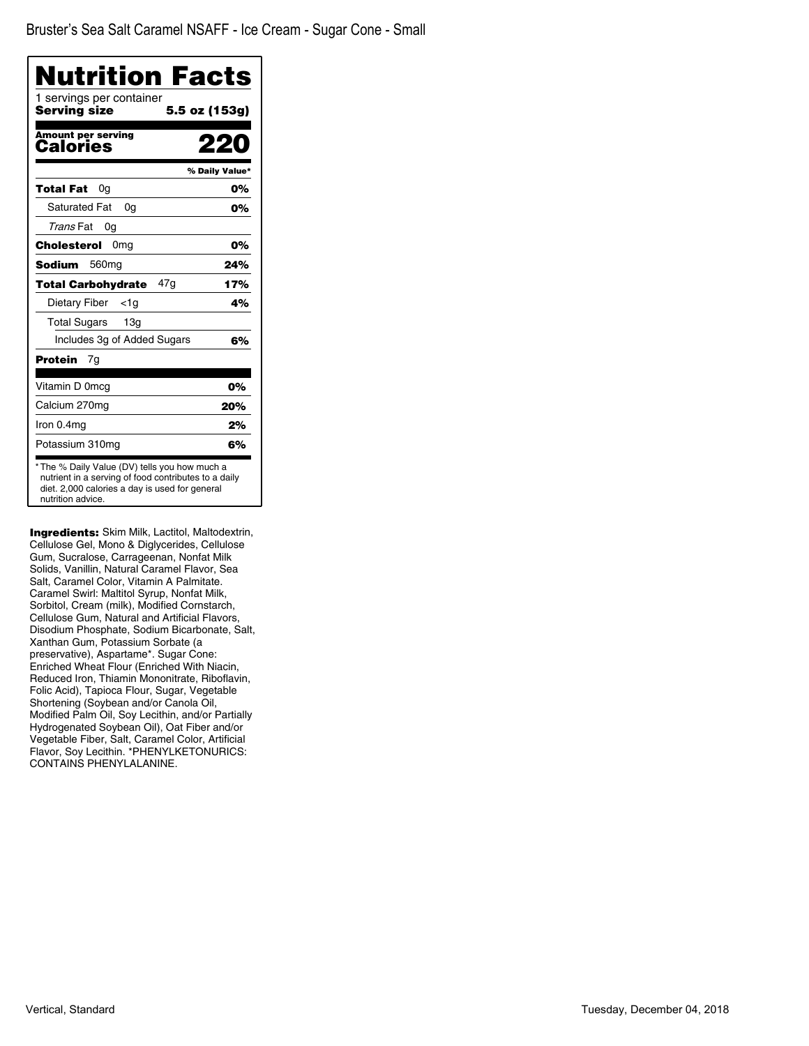Bruster's Sea Salt Caramel NSAFF - Ice Cream - Sugar Cone - Small

# Nutrition Facts

1 servings per container

**Serving size** **5.5 oz (153g)**

**Amount per serving**

**Calories** **220**

| | % Daily Value* |
|---|---|
| **Total Fat** 0g | **0%** |
| Saturated Fat 0g | **0%** |
| *Trans* Fat 0g | |
| **Cholesterol** 0mg | **0%** |
| **Sodium** 560mg | **24%** |
| **Total Carbohydrate** 47g | **17%** |
| Dietary Fiber <1g | **4%** |
| Total Sugars 13g | |
| Includes 3g of Added Sugars | **6%** |
| **Protein** 7g | |
| Vitamin D 0mcg | **0%** |
| Calcium 270mg | **20%** |
| Iron 0.4mg | **2%** |
| Potassium 310mg | **6%** |

* The % Daily Value (DV) tells you how much a nutrient in a serving of food contributes to a daily diet. 2,000 calories a day is used for general nutrition advice.

**Ingredients:** Skim Milk, Lactitol, Maltodextrin, Cellulose Gel, Mono & Diglycerides, Cellulose Gum, Sucralose, Carrageenan, Nonfat Milk Solids, Vanillin, Natural Caramel Flavor, Sea Salt, Caramel Color, Vitamin A Palmitate. Caramel Swirl: Maltitol Syrup, Nonfat Milk, Sorbitol, Cream (milk), Modified Cornstarch, Cellulose Gum, Natural and Artificial Flavors, Disodium Phosphate, Sodium Bicarbonate, Salt, Xanthan Gum, Potassium Sorbate (a preservative), Aspartame*. Sugar Cone: Enriched Wheat Flour (Enriched With Niacin, Reduced Iron, Thiamin Mononitrate, Riboflavin, Folic Acid), Tapioca Flour, Sugar, Vegetable Shortening (Soybean and/or Canola Oil, Modified Palm Oil, Soy Lecithin, and/or Partially Hydrogenated Soybean Oil), Oat Fiber and/or Vegetable Fiber, Salt, Caramel Color, Artificial Flavor, Soy Lecithin. *PHENYLKETONURICS: CONTAINS PHENYLALANINE.

Vertical, Standard

Tuesday, December 04, 2018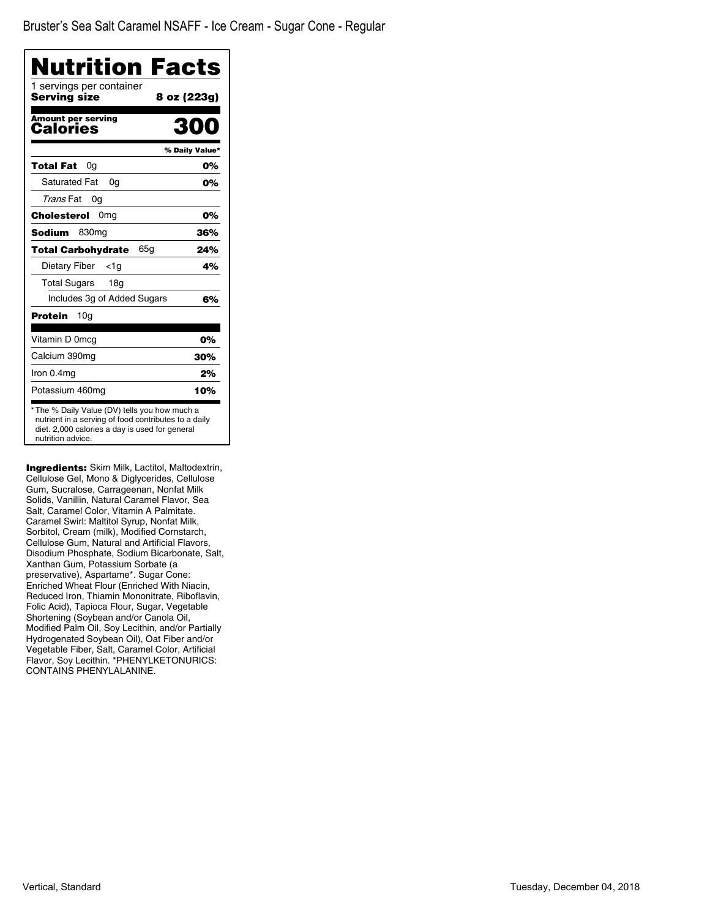Bruster's Sea Salt Caramel NSAFF - Ice Cream - Sugar Cone - Regular

# Nutrition Facts

1 servings per container
**Serving size** **8 oz (223g)**

**Amount per serving**
**Calories** **300**

| | % Daily Value* |
|---|---|
| **Total Fat** 0g | **0%** |
| Saturated Fat 0g | **0%** |
| *Trans* Fat 0g | |
| **Cholesterol** 0mg | **0%** |
| **Sodium** 830mg | **36%** |
| **Total Carbohydrate** 65g | **24%** |
| Dietary Fiber <1g | **4%** |
| Total Sugars 18g | |
| Includes 3g of Added Sugars | **6%** |
| **Protein** 10g | |
| Vitamin D 0mcg | **0%** |
| Calcium 390mg | **30%** |
| Iron 0.4mg | **2%** |
| Potassium 460mg | **10%** |

* The % Daily Value (DV) tells you how much a nutrient in a serving of food contributes to a daily diet. 2,000 calories a day is used for general nutrition advice.

**Ingredients:** Skim Milk, Lactitol, Maltodextrin, Cellulose Gel, Mono & Diglycerides, Cellulose Gum, Sucralose, Carrageenan, Nonfat Milk Solids, Vanillin, Natural Caramel Flavor, Sea Salt, Caramel Color, Vitamin A Palmitate. Caramel Swirl: Maltitol Syrup, Nonfat Milk, Sorbitol, Cream (milk), Modified Cornstarch, Cellulose Gum, Natural and Artificial Flavors, Disodium Phosphate, Sodium Bicarbonate, Salt, Xanthan Gum, Potassium Sorbate (a preservative), Aspartame*. Sugar Cone: Enriched Wheat Flour (Enriched With Niacin, Reduced Iron, Thiamin Mononitrate, Riboflavin, Folic Acid), Tapioca Flour, Sugar, Vegetable Shortening (Soybean and/or Canola Oil, Modified Palm Oil, Soy Lecithin, and/or Partially Hydrogenated Soybean Oil), Oat Fiber and/or Vegetable Fiber, Salt, Caramel Color, Artificial Flavor, Soy Lecithin. *PHENYLKETONURICS: CONTAINS PHENYLALANINE.

Vertical, Standard

Tuesday, December 04, 2018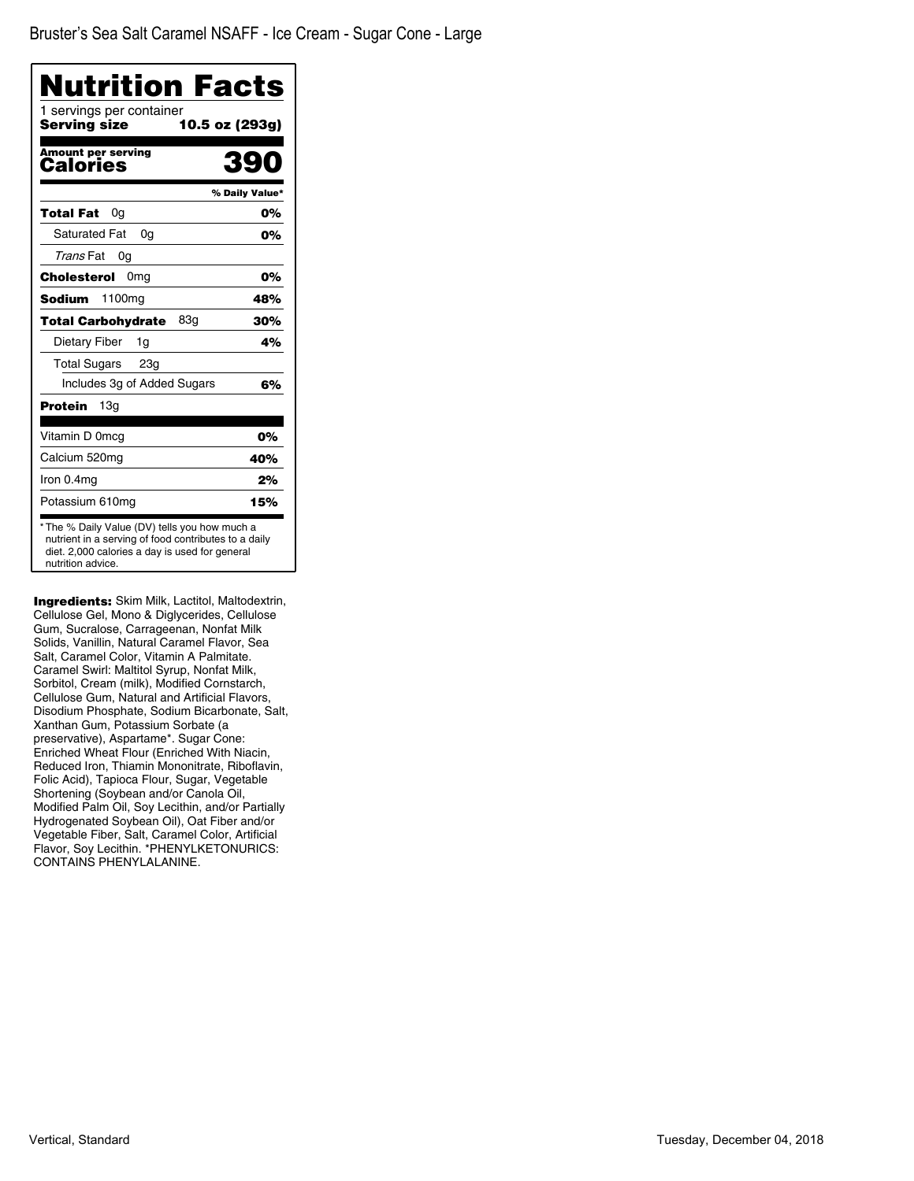Bruster's Sea Salt Caramel NSAFF - Ice Cream - Sugar Cone - Large

# Nutrition Facts

1 servings per container
**Serving size** **10.5 oz (293g)**

**Amount per serving**
**Calories** **390**

| | % Daily Value* |
|---|---|
| **Total Fat** 0g | **0%** |
| Saturated Fat 0g | **0%** |
| *Trans* Fat 0g | |
| **Cholesterol** 0mg | **0%** |
| **Sodium** 1100mg | **48%** |
| **Total Carbohydrate** 83g | **30%** |
| Dietary Fiber 1g | **4%** |
| Total Sugars 23g | |
| Includes 3g of Added Sugars | **6%** |
| **Protein** 13g | |
| Vitamin D 0mcg | **0%** |
| Calcium 520mg | **40%** |
| Iron 0.4mg | **2%** |
| Potassium 610mg | **15%** |

* The % Daily Value (DV) tells you how much a nutrient in a serving of food contributes to a daily diet. 2,000 calories a day is used for general nutrition advice.

**Ingredients:** Skim Milk, Lactitol, Maltodextrin, Cellulose Gel, Mono & Diglycerides, Cellulose Gum, Sucralose, Carrageenan, Nonfat Milk Solids, Vanillin, Natural Caramel Flavor, Sea Salt, Caramel Color, Vitamin A Palmitate. Caramel Swirl: Maltitol Syrup, Nonfat Milk, Sorbitol, Cream (milk), Modified Cornstarch, Cellulose Gum, Natural and Artificial Flavors, Disodium Phosphate, Sodium Bicarbonate, Salt, Xanthan Gum, Potassium Sorbate (a preservative), Aspartame*. Sugar Cone: Enriched Wheat Flour (Enriched With Niacin, Reduced Iron, Thiamin Mononitrate, Riboflavin, Folic Acid), Tapioca Flour, Sugar, Vegetable Shortening (Soybean and/or Canola Oil, Modified Palm Oil, Soy Lecithin, and/or Partially Hydrogenated Soybean Oil), Oat Fiber and/or Vegetable Fiber, Salt, Caramel Color, Artificial Flavor, Soy Lecithin. *PHENYLKETONURICS: CONTAINS PHENYLALANINE.

Vertical, Standard

Tuesday, December 04, 2018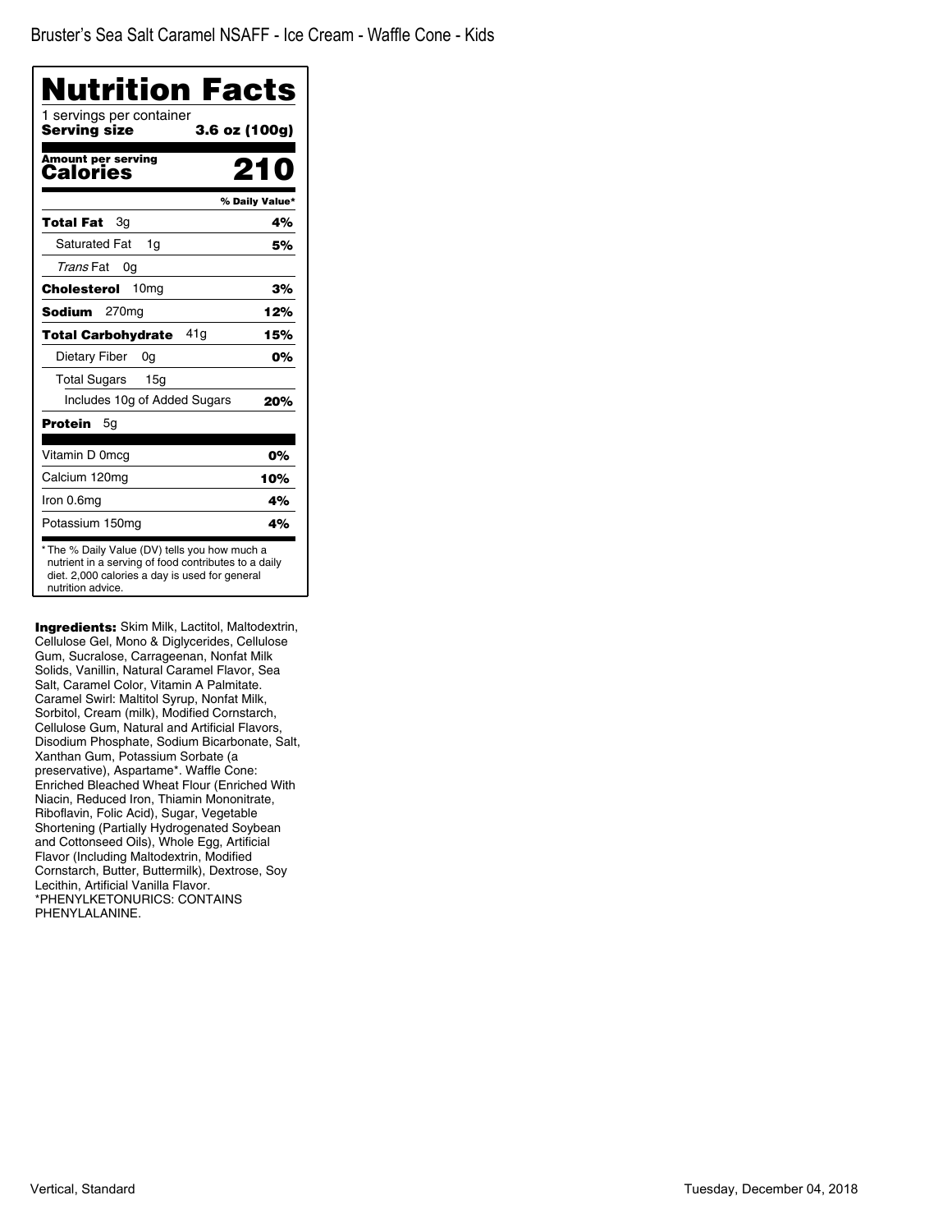Bruster's Sea Salt Caramel NSAFF - Ice Cream - Waffle Cone - Kids

# Nutrition Facts

1 servings per container

**Serving size** **3.6 oz (100g)**

**Amount per serving**
**Calories** **210**

| | % Daily Value* |
|---|---|
| **Total Fat** 3g | **4%** |
| Saturated Fat 1g | **5%** |
| *Trans* Fat 0g | |
| **Cholesterol** 10mg | **3%** |
| **Sodium** 270mg | **12%** |
| **Total Carbohydrate** 41g | **15%** |
| Dietary Fiber 0g | **0%** |
| Total Sugars 15g | |
| Includes 10g of Added Sugars | **20%** |
| **Protein** 5g | |
| Vitamin D 0mcg | **0%** |
| Calcium 120mg | **10%** |
| Iron 0.6mg | **4%** |
| Potassium 150mg | **4%** |

* The % Daily Value (DV) tells you how much a nutrient in a serving of food contributes to a daily diet. 2,000 calories a day is used for general nutrition advice.

**Ingredients:** Skim Milk, Lactitol, Maltodextrin, Cellulose Gel, Mono & Diglycerides, Cellulose Gum, Sucralose, Carrageenan, Nonfat Milk Solids, Vanillin, Natural Caramel Flavor, Sea Salt, Caramel Color, Vitamin A Palmitate. Caramel Swirl: Maltitol Syrup, Nonfat Milk, Sorbitol, Cream (milk), Modified Cornstarch, Cellulose Gum, Natural and Artificial Flavors, Disodium Phosphate, Sodium Bicarbonate, Salt, Xanthan Gum, Potassium Sorbate (a preservative), Aspartame*. Waffle Cone: Enriched Bleached Wheat Flour (Enriched With Niacin, Reduced Iron, Thiamin Mononitrate, Riboflavin, Folic Acid), Sugar, Vegetable Shortening (Partially Hydrogenated Soybean and Cottonseed Oils), Whole Egg, Artificial Flavor (Including Maltodextrin, Modified Cornstarch, Butter, Buttermilk), Dextrose, Soy Lecithin, Artificial Vanilla Flavor.
*PHENYLKETONURICS: CONTAINS PHENYLALANINE.

Vertical, Standard

Tuesday, December 04, 2018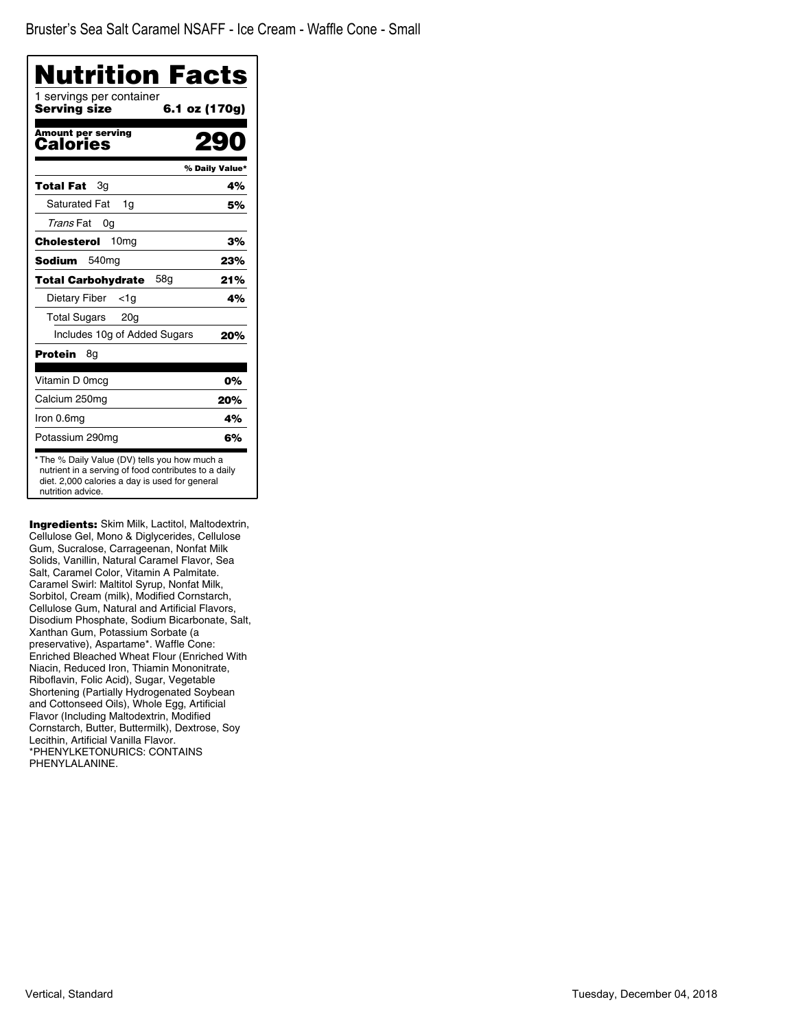Bruster's Sea Salt Caramel NSAFF - Ice Cream - Waffle Cone - Small

# Nutrition Facts

1 servings per container

**Serving size** **6.1 oz (170g)**

**Amount per serving**

**Calories** **290**

| | % Daily Value* |
|---|---|
| **Total Fat** 3g | **4%** |
| Saturated Fat 1g | **5%** |
| *Trans* Fat 0g | |
| **Cholesterol** 10mg | **3%** |
| **Sodium** 540mg | **23%** |
| **Total Carbohydrate** 58g | **21%** |
| Dietary Fiber <1g | **4%** |
| Total Sugars 20g | |
| Includes 10g of Added Sugars | **20%** |
| **Protein** 8g | |
| Vitamin D 0mcg | **0%** |
| Calcium 250mg | **20%** |
| Iron 0.6mg | **4%** |
| Potassium 290mg | **6%** |

* The % Daily Value (DV) tells you how much a nutrient in a serving of food contributes to a daily diet. 2,000 calories a day is used for general nutrition advice.

**Ingredients:** Skim Milk, Lactitol, Maltodextrin, Cellulose Gel, Mono & Diglycerides, Cellulose Gum, Sucralose, Carrageenan, Nonfat Milk Solids, Vanillin, Natural Caramel Flavor, Sea Salt, Caramel Color, Vitamin A Palmitate. Caramel Swirl: Maltitol Syrup, Nonfat Milk, Sorbitol, Cream (milk), Modified Cornstarch, Cellulose Gum, Natural and Artificial Flavors, Disodium Phosphate, Sodium Bicarbonate, Salt, Xanthan Gum, Potassium Sorbate (a preservative), Aspartame*. Waffle Cone: Enriched Bleached Wheat Flour (Enriched With Niacin, Reduced Iron, Thiamin Mononitrate, Riboflavin, Folic Acid), Sugar, Vegetable Shortening (Partially Hydrogenated Soybean and Cottonseed Oils), Whole Egg, Artificial Flavor (Including Maltodextrin, Modified Cornstarch, Butter, Buttermilk), Dextrose, Soy Lecithin, Artificial Vanilla Flavor. *PHENYLKETONURICS: CONTAINS PHENYLALANINE.

Vertical, Standard

Tuesday, December 04, 2018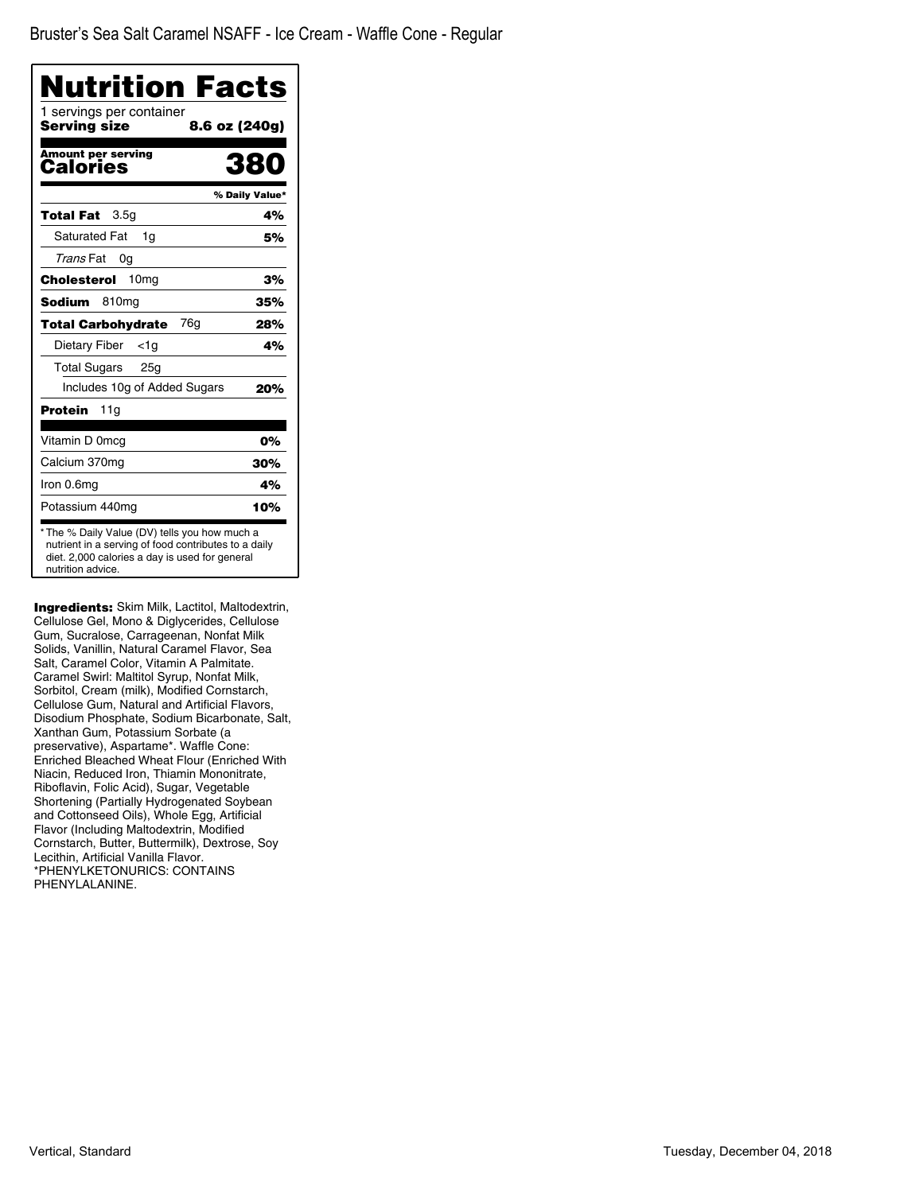Bruster's Sea Salt Caramel NSAFF - Ice Cream - Waffle Cone - Regular

# Nutrition Facts

1 servings per container

**Serving size** **8.6 oz (240g)**

**Amount per serving**

| **Calories** | **380** |
|---|---|
| | **% Daily Value*** |
| **Total Fat** 3.5g | **4%** |
| Saturated Fat 1g | **5%** |
| *Trans* Fat 0g | |
| **Cholesterol** 10mg | **3%** |
| **Sodium** 810mg | **35%** |
| **Total Carbohydrate** 76g | **28%** |
| Dietary Fiber <1g | **4%** |
| Total Sugars 25g | |
| Includes 10g of Added Sugars | **20%** |
| **Protein** 11g | |
| Vitamin D 0mcg | **0%** |
| Calcium 370mg | **30%** |
| Iron 0.6mg | **4%** |
| Potassium 440mg | **10%** |

* The % Daily Value (DV) tells you how much a nutrient in a serving of food contributes to a daily diet. 2,000 calories a day is used for general nutrition advice.

**Ingredients:** Skim Milk, Lactitol, Maltodextrin, Cellulose Gel, Mono & Diglycerides, Cellulose Gum, Sucralose, Carrageenan, Nonfat Milk Solids, Vanillin, Natural Caramel Flavor, Sea Salt, Caramel Color, Vitamin A Palmitate. Caramel Swirl: Maltitol Syrup, Nonfat Milk, Sorbitol, Cream (milk), Modified Cornstarch, Cellulose Gum, Natural and Artificial Flavors, Disodium Phosphate, Sodium Bicarbonate, Salt, Xanthan Gum, Potassium Sorbate (a preservative), Aspartame*. Waffle Cone: Enriched Bleached Wheat Flour (Enriched With Niacin, Reduced Iron, Thiamin Mononitrate, Riboflavin, Folic Acid), Sugar, Vegetable Shortening (Partially Hydrogenated Soybean and Cottonseed Oils), Whole Egg, Artificial Flavor (Including Maltodextrin, Modified Cornstarch, Butter, Buttermilk), Dextrose, Soy Lecithin, Artificial Vanilla Flavor. *PHENYLKETONURICS: CONTAINS PHENYLALANINE.

Vertical, Standard

Tuesday, December 04, 2018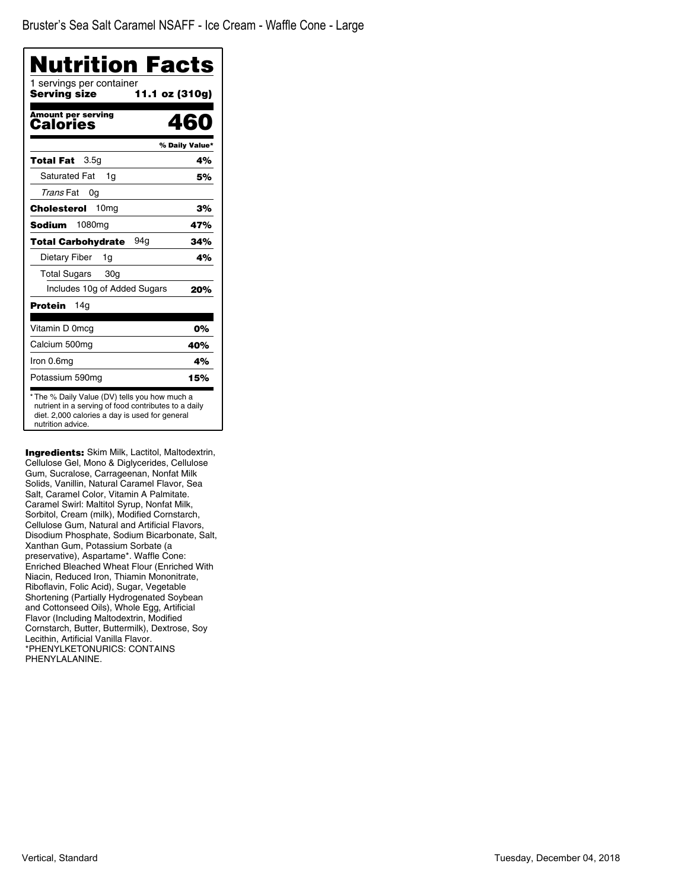Bruster's Sea Salt Caramel NSAFF - Ice Cream - Waffle Cone - Large

# Nutrition Facts

1 servings per container

**Serving size** **11.1 oz (310g)**

| | |
|---|---|
| **Amount per serving** **Calories** | **460** |
| | **% Daily Value*** |
| **Total Fat** 3.5g | **4%** |
| Saturated Fat 1g | **5%** |
| *Trans* Fat 0g | |
| **Cholesterol** 10mg | **3%** |
| **Sodium** 1080mg | **47%** |
| **Total Carbohydrate** 94g | **34%** |
| Dietary Fiber 1g | **4%** |
| Total Sugars 30g | |
| Includes 10g of Added Sugars | **20%** |
| **Protein** 14g | |
| Vitamin D 0mcg | **0%** |
| Calcium 500mg | **40%** |
| Iron 0.6mg | **4%** |
| Potassium 590mg | **15%** |

* The % Daily Value (DV) tells you how much a nutrient in a serving of food contributes to a daily diet. 2,000 calories a day is used for general nutrition advice.

**Ingredients:** Skim Milk, Lactitol, Maltodextrin, Cellulose Gel, Mono & Diglycerides, Cellulose Gum, Sucralose, Carrageenan, Nonfat Milk Solids, Vanillin, Natural Caramel Flavor, Sea Salt, Caramel Color, Vitamin A Palmitate. Caramel Swirl: Maltitol Syrup, Nonfat Milk, Sorbitol, Cream (milk), Modified Cornstarch, Cellulose Gum, Natural and Artificial Flavors, Disodium Phosphate, Sodium Bicarbonate, Salt, Xanthan Gum, Potassium Sorbate (a preservative), Aspartame*. Waffle Cone: Enriched Bleached Wheat Flour (Enriched With Niacin, Reduced Iron, Thiamin Mononitrate, Riboflavin, Folic Acid), Sugar, Vegetable Shortening (Partially Hydrogenated Soybean and Cottonseed Oils), Whole Egg, Artificial Flavor (Including Maltodextrin, Modified Cornstarch, Butter, Buttermilk), Dextrose, Soy Lecithin, Artificial Vanilla Flavor. *PHENYLKETONURICS: CONTAINS PHENYLALANINE.

Vertical, Standard

Tuesday, December 04, 2018